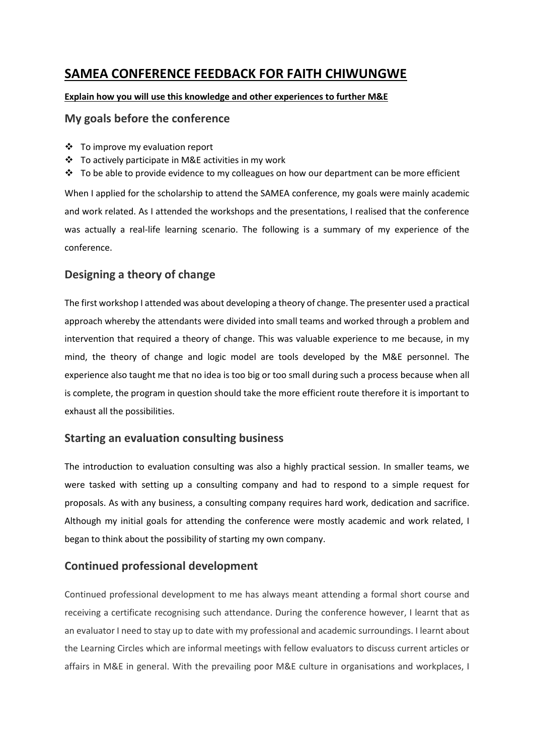# SAMEA CONFERENCE FEEDBACK FOR FAITH CHIWUNGWE

**Explain how you will use this knowledge and other experiences to further M&E**

## My goals before the conference

- To improve my evaluation report
- To actively participate in M&E activities in my work
- To be able to provide evidence to my colleagues on how our department can be more efficient

When I applied for the scholarship to attend the SAMEA conference, my goals were mainly academic and work related. As I attended the workshops and the presentations, I realised that the conference was actually a real-life learning scenario. The following is a summary of my experience of the conference.

## Designing a theory of change

The first workshop I attended was about developing a theory of change. The presenter used a practical approach whereby the attendants were divided into small teams and worked through a problem and intervention that required a theory of change. This was valuable experience to me because, in my mind, the theory of change and logic model are tools developed by the M&E personnel. The experience also taught me that no idea is too big or too small during such a process because when all is complete, the program in question should take the more efficient route therefore it is important to exhaust all the possibilities.

## Starting an evaluation consulting business

The introduction to evaluation consulting was also a highly practical session. In smaller teams, we were tasked with setting up a consulting company and had to respond to a simple request for proposals. As with any business, a consulting company requires hard work, dedication and sacrifice. Although my initial goals for attending the conference were mostly academic and work related, I began to think about the possibility of starting my own company.

## Continued professional development

Continued professional development to me has always meant attending a formal short course and receiving a certificate recognising such attendance. During the conference however, I learnt that as an evaluator I need to stay up to date with my professional and academic surroundings. I learnt about the Learning Circles which are informal meetings with fellow evaluators to discuss current articles or affairs in M&E in general. With the prevailing poor M&E culture in organisations and workplaces, I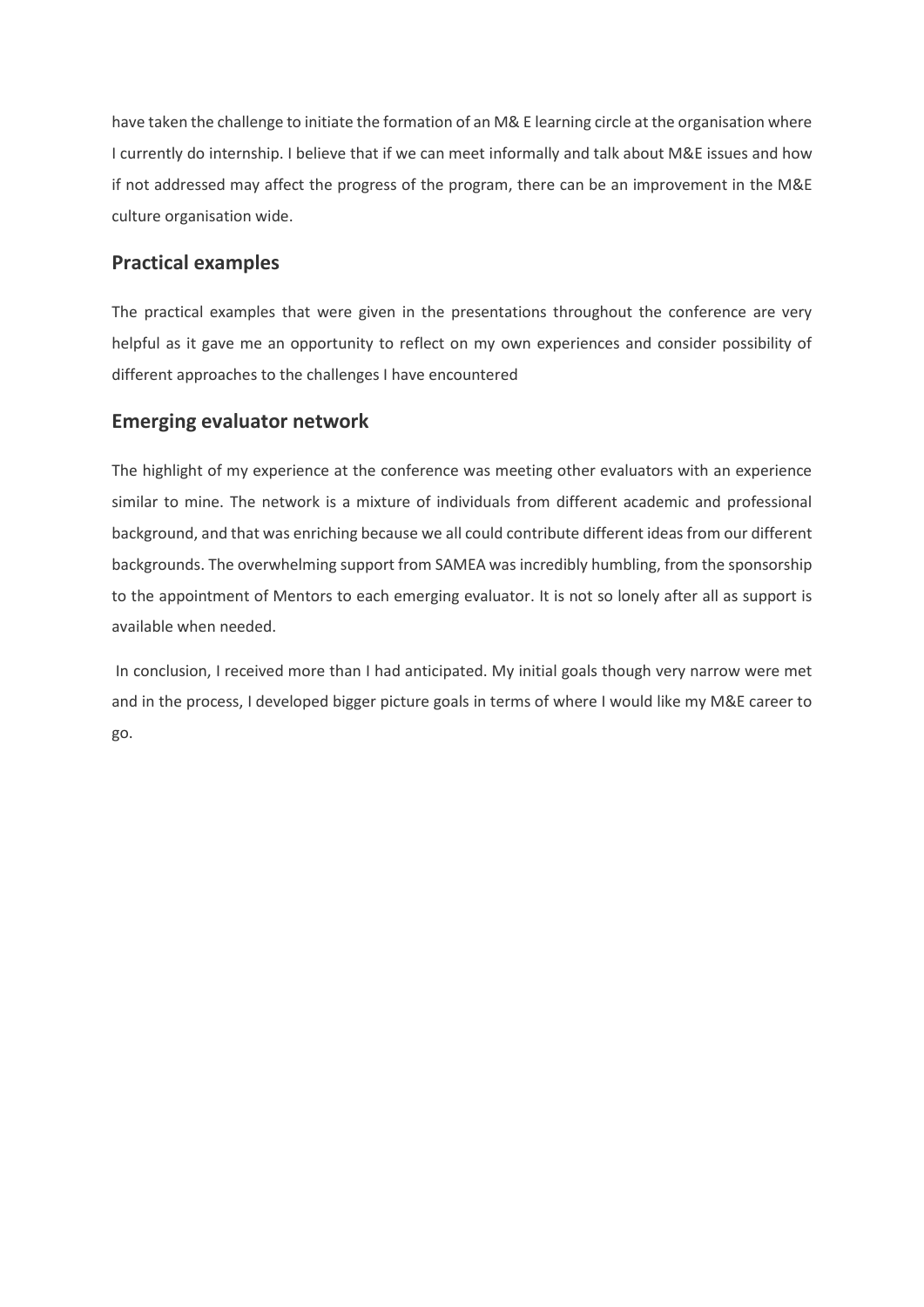have taken the challenge to initiate the formation of an M& E learning circle at the organisation where I currently do internship. I believe that if we can meet informally and talk about M&E issues and how if not addressed may affect the progress of the program, there can be an improvement in the M&E culture organisation wide.

## Practical examples

The practical examples that were given in the presentations throughout the conference are very helpful as it gave me an opportunity to reflect on my own experiences and consider possibility of different approaches to the challenges I have encountered

## Emerging evaluator network

The highlight of my experience at the conference was meeting other evaluators with an experience similar to mine. The network is a mixture of individuals from different academic and professional background, and that was enriching because we all could contribute different ideas from our different backgrounds. The overwhelming support from SAMEA was incredibly humbling, from the sponsorship to the appointment of Mentors to each emerging evaluator. It is not so lonely after all as support is available when needed.

In conclusion, I received more than I had anticipated. My initial goals though very narrow were met and in the process, I developed bigger picture goals in terms of where I would like my M&E career to go.